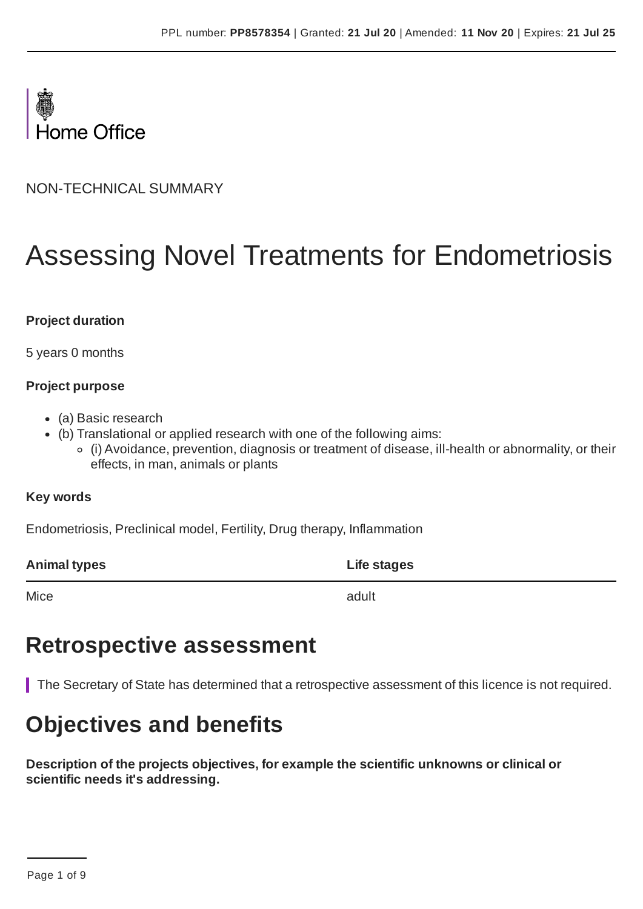Home Office

NON-TECHNICAL SUMMARY

# Assessing Novel Treatments for Endometriosis

**Project duration**

5 years 0 months

**Project purpose**

- (a) Basic research
- (b) Translational or applied research with one of the following aims:
  - (i) Avoidance, prevention, diagnosis or treatment of disease, ill-health or abnormality, or their effects, in man, animals or plants

**Key words**

Endometriosis, Preclinical model, Fertility, Drug therapy, Inflammation

| Animal types | Life stages |
|---|---|
| Mice | adult |

## Retrospective assessment

The Secretary of State has determined that a retrospective assessment of this licence is not required.

## Objectives and benefits

**Description of the projects objectives, for example the scientific unknowns or clinical or scientific needs it's addressing.**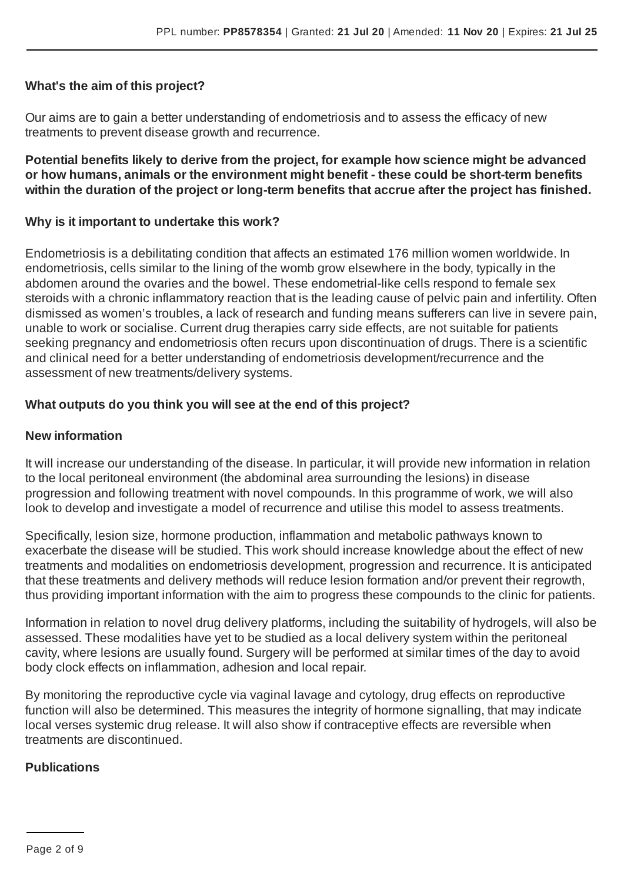**What's the aim of this project?**

Our aims are to gain a better understanding of endometriosis and to assess the efficacy of new treatments to prevent disease growth and recurrence.

**Potential benefits likely to derive from the project, for example how science might be advanced or how humans, animals or the environment might benefit - these could be short-term benefits within the duration of the project or long-term benefits that accrue after the project has finished.**

**Why is it important to undertake this work?**

Endometriosis is a debilitating condition that affects an estimated 176 million women worldwide. In endometriosis, cells similar to the lining of the womb grow elsewhere in the body, typically in the abdomen around the ovaries and the bowel. These endometrial-like cells respond to female sex steroids with a chronic inflammatory reaction that is the leading cause of pelvic pain and infertility. Often dismissed as women's troubles, a lack of research and funding means sufferers can live in severe pain, unable to work or socialise. Current drug therapies carry side effects, are not suitable for patients seeking pregnancy and endometriosis often recurs upon discontinuation of drugs. There is a scientific and clinical need for a better understanding of endometriosis development/recurrence and the assessment of new treatments/delivery systems.

**What outputs do you think you will see at the end of this project?**

**New information**

It will increase our understanding of the disease. In particular, it will provide new information in relation to the local peritoneal environment (the abdominal area surrounding the lesions) in disease progression and following treatment with novel compounds. In this programme of work, we will also look to develop and investigate a model of recurrence and utilise this model to assess treatments.

Specifically, lesion size, hormone production, inflammation and metabolic pathways known to exacerbate the disease will be studied. This work should increase knowledge about the effect of new treatments and modalities on endometriosis development, progression and recurrence. It is anticipated that these treatments and delivery methods will reduce lesion formation and/or prevent their regrowth, thus providing important information with the aim to progress these compounds to the clinic for patients.

Information in relation to novel drug delivery platforms, including the suitability of hydrogels, will also be assessed. These modalities have yet to be studied as a local delivery system within the peritoneal cavity, where lesions are usually found. Surgery will be performed at similar times of the day to avoid body clock effects on inflammation, adhesion and local repair.

By monitoring the reproductive cycle via vaginal lavage and cytology, drug effects on reproductive function will also be determined. This measures the integrity of hormone signalling, that may indicate local verses systemic drug release. It will also show if contraceptive effects are reversible when treatments are discontinued.

**Publications**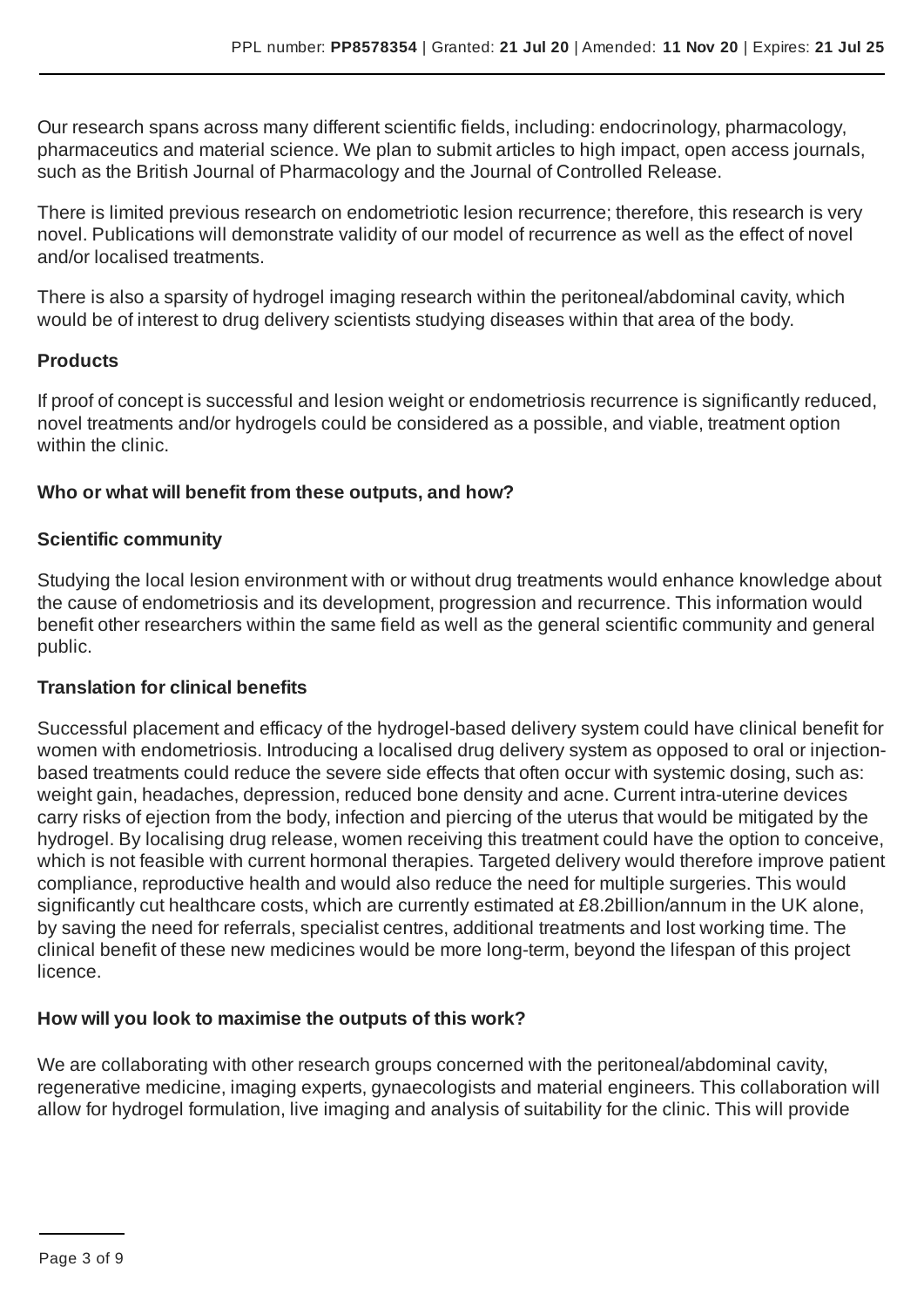Our research spans across many different scientific fields, including: endocrinology, pharmacology, pharmaceutics and material science. We plan to submit articles to high impact, open access journals, such as the British Journal of Pharmacology and the Journal of Controlled Release.

There is limited previous research on endometriotic lesion recurrence; therefore, this research is very novel. Publications will demonstrate validity of our model of recurrence as well as the effect of novel and/or localised treatments.

There is also a sparsity of hydrogel imaging research within the peritoneal/abdominal cavity, which would be of interest to drug delivery scientists studying diseases within that area of the body.

**Products**

If proof of concept is successful and lesion weight or endometriosis recurrence is significantly reduced, novel treatments and/or hydrogels could be considered as a possible, and viable, treatment option within the clinic.

**Who or what will benefit from these outputs, and how?**

**Scientific community**

Studying the local lesion environment with or without drug treatments would enhance knowledge about the cause of endometriosis and its development, progression and recurrence. This information would benefit other researchers within the same field as well as the general scientific community and general public.

**Translation for clinical benefits**

Successful placement and efficacy of the hydrogel-based delivery system could have clinical benefit for women with endometriosis. Introducing a localised drug delivery system as opposed to oral or injection-based treatments could reduce the severe side effects that often occur with systemic dosing, such as: weight gain, headaches, depression, reduced bone density and acne. Current intra-uterine devices carry risks of ejection from the body, infection and piercing of the uterus that would be mitigated by the hydrogel. By localising drug release, women receiving this treatment could have the option to conceive, which is not feasible with current hormonal therapies. Targeted delivery would therefore improve patient compliance, reproductive health and would also reduce the need for multiple surgeries. This would significantly cut healthcare costs, which are currently estimated at £8.2billion/annum in the UK alone, by saving the need for referrals, specialist centres, additional treatments and lost working time. The clinical benefit of these new medicines would be more long-term, beyond the lifespan of this project licence.

**How will you look to maximise the outputs of this work?**

We are collaborating with other research groups concerned with the peritoneal/abdominal cavity, regenerative medicine, imaging experts, gynaecologists and material engineers. This collaboration will allow for hydrogel formulation, live imaging and analysis of suitability for the clinic. This will provide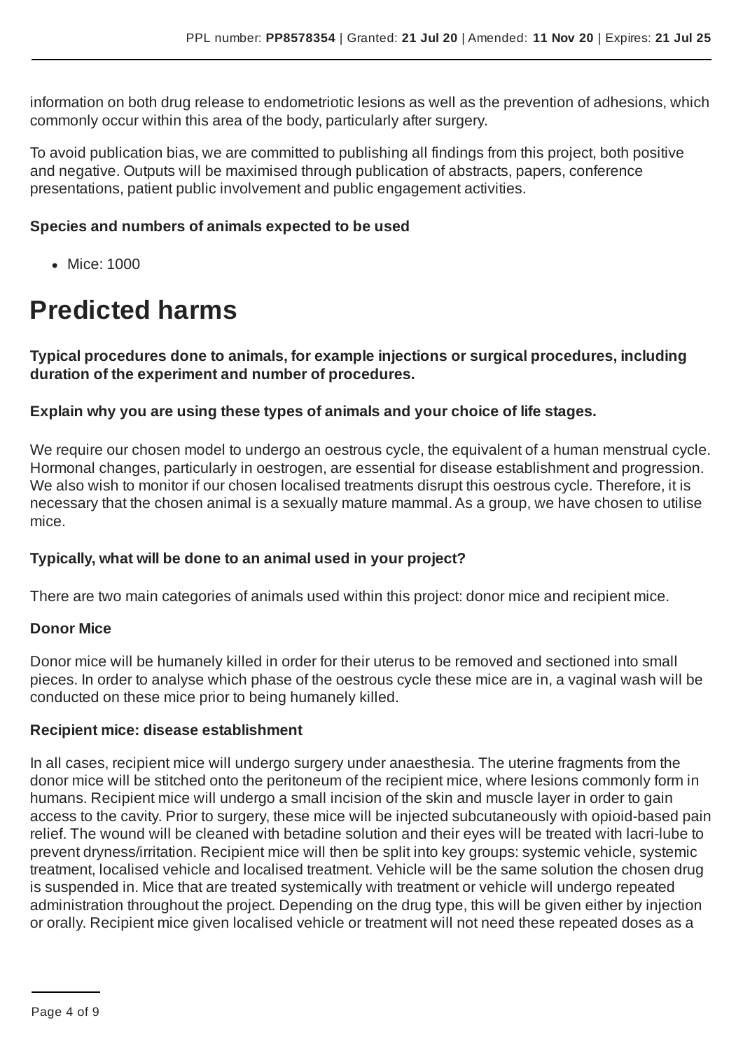information on both drug release to endometriotic lesions as well as the prevention of adhesions, which commonly occur within this area of the body, particularly after surgery.

To avoid publication bias, we are committed to publishing all findings from this project, both positive and negative. Outputs will be maximised through publication of abstracts, papers, conference presentations, patient public involvement and public engagement activities.

**Species and numbers of animals expected to be used**

- Mice: 1000

# Predicted harms

**Typical procedures done to animals, for example injections or surgical procedures, including duration of the experiment and number of procedures.**

**Explain why you are using these types of animals and your choice of life stages.**

We require our chosen model to undergo an oestrous cycle, the equivalent of a human menstrual cycle. Hormonal changes, particularly in oestrogen, are essential for disease establishment and progression. We also wish to monitor if our chosen localised treatments disrupt this oestrous cycle. Therefore, it is necessary that the chosen animal is a sexually mature mammal. As a group, we have chosen to utilise mice.

**Typically, what will be done to an animal used in your project?**

There are two main categories of animals used within this project: donor mice and recipient mice.

**Donor Mice**

Donor mice will be humanely killed in order for their uterus to be removed and sectioned into small pieces. In order to analyse which phase of the oestrous cycle these mice are in, a vaginal wash will be conducted on these mice prior to being humanely killed.

**Recipient mice: disease establishment**

In all cases, recipient mice will undergo surgery under anaesthesia. The uterine fragments from the donor mice will be stitched onto the peritoneum of the recipient mice, where lesions commonly form in humans. Recipient mice will undergo a small incision of the skin and muscle layer in order to gain access to the cavity. Prior to surgery, these mice will be injected subcutaneously with opioid-based pain relief. The wound will be cleaned with betadine solution and their eyes will be treated with lacri-lube to prevent dryness/irritation. Recipient mice will then be split into key groups: systemic vehicle, systemic treatment, localised vehicle and localised treatment. Vehicle will be the same solution the chosen drug is suspended in. Mice that are treated systemically with treatment or vehicle will undergo repeated administration throughout the project. Depending on the drug type, this will be given either by injection or orally. Recipient mice given localised vehicle or treatment will not need these repeated doses as a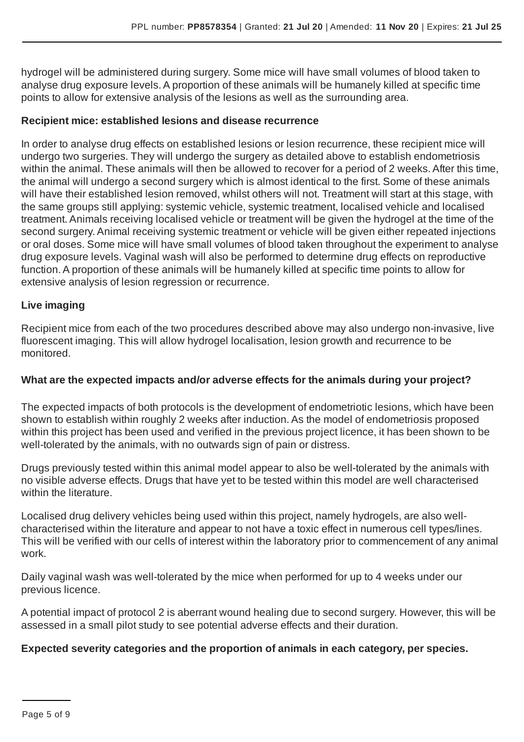hydrogel will be administered during surgery. Some mice will have small volumes of blood taken to analyse drug exposure levels. A proportion of these animals will be humanely killed at specific time points to allow for extensive analysis of the lesions as well as the surrounding area.

**Recipient mice: established lesions and disease recurrence**

In order to analyse drug effects on established lesions or lesion recurrence, these recipient mice will undergo two surgeries. They will undergo the surgery as detailed above to establish endometriosis within the animal. These animals will then be allowed to recover for a period of 2 weeks. After this time, the animal will undergo a second surgery which is almost identical to the first. Some of these animals will have their established lesion removed, whilst others will not. Treatment will start at this stage, with the same groups still applying: systemic vehicle, systemic treatment, localised vehicle and localised treatment. Animals receiving localised vehicle or treatment will be given the hydrogel at the time of the second surgery. Animal receiving systemic treatment or vehicle will be given either repeated injections or oral doses. Some mice will have small volumes of blood taken throughout the experiment to analyse drug exposure levels. Vaginal wash will also be performed to determine drug effects on reproductive function. A proportion of these animals will be humanely killed at specific time points to allow for extensive analysis of lesion regression or recurrence.

**Live imaging**

Recipient mice from each of the two procedures described above may also undergo non-invasive, live fluorescent imaging. This will allow hydrogel localisation, lesion growth and recurrence to be monitored.

**What are the expected impacts and/or adverse effects for the animals during your project?**

The expected impacts of both protocols is the development of endometriotic lesions, which have been shown to establish within roughly 2 weeks after induction. As the model of endometriosis proposed within this project has been used and verified in the previous project licence, it has been shown to be well-tolerated by the animals, with no outwards sign of pain or distress.

Drugs previously tested within this animal model appear to also be well-tolerated by the animals with no visible adverse effects. Drugs that have yet to be tested within this model are well characterised within the literature.

Localised drug delivery vehicles being used within this project, namely hydrogels, are also well-characterised within the literature and appear to not have a toxic effect in numerous cell types/lines. This will be verified with our cells of interest within the laboratory prior to commencement of any animal work.

Daily vaginal wash was well-tolerated by the mice when performed for up to 4 weeks under our previous licence.

A potential impact of protocol 2 is aberrant wound healing due to second surgery. However, this will be assessed in a small pilot study to see potential adverse effects and their duration.

**Expected severity categories and the proportion of animals in each category, per species.**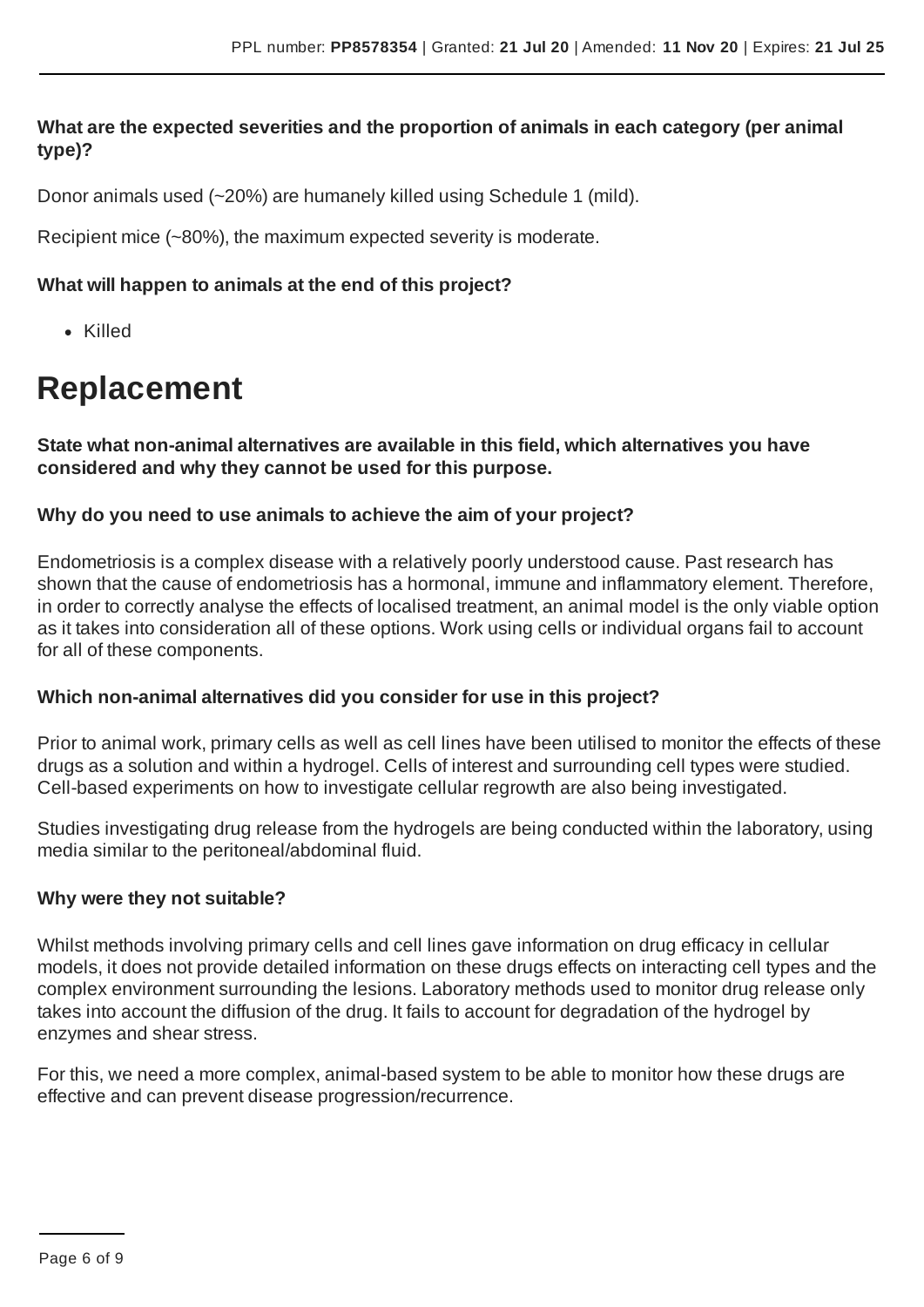**What are the expected severities and the proportion of animals in each category (per animal type)?**

Donor animals used (~20%) are humanely killed using Schedule 1 (mild).

Recipient mice (~80%), the maximum expected severity is moderate.

**What will happen to animals at the end of this project?**

- Killed

# Replacement

**State what non-animal alternatives are available in this field, which alternatives you have considered and why they cannot be used for this purpose.**

**Why do you need to use animals to achieve the aim of your project?**

Endometriosis is a complex disease with a relatively poorly understood cause. Past research has shown that the cause of endometriosis has a hormonal, immune and inflammatory element. Therefore, in order to correctly analyse the effects of localised treatment, an animal model is the only viable option as it takes into consideration all of these options. Work using cells or individual organs fail to account for all of these components.

**Which non-animal alternatives did you consider for use in this project?**

Prior to animal work, primary cells as well as cell lines have been utilised to monitor the effects of these drugs as a solution and within a hydrogel. Cells of interest and surrounding cell types were studied. Cell-based experiments on how to investigate cellular regrowth are also being investigated.

Studies investigating drug release from the hydrogels are being conducted within the laboratory, using media similar to the peritoneal/abdominal fluid.

**Why were they not suitable?**

Whilst methods involving primary cells and cell lines gave information on drug efficacy in cellular models, it does not provide detailed information on these drugs effects on interacting cell types and the complex environment surrounding the lesions. Laboratory methods used to monitor drug release only takes into account the diffusion of the drug. It fails to account for degradation of the hydrogel by enzymes and shear stress.

For this, we need a more complex, animal-based system to be able to monitor how these drugs are effective and can prevent disease progression/recurrence.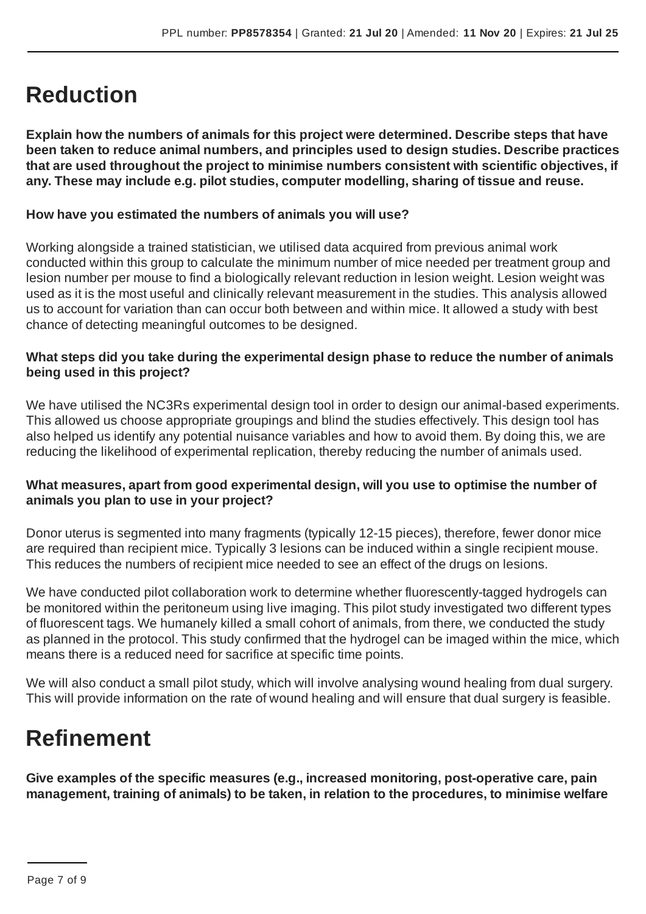# Reduction

**Explain how the numbers of animals for this project were determined. Describe steps that have been taken to reduce animal numbers, and principles used to design studies. Describe practices that are used throughout the project to minimise numbers consistent with scientific objectives, if any. These may include e.g. pilot studies, computer modelling, sharing of tissue and reuse.**

**How have you estimated the numbers of animals you will use?**

Working alongside a trained statistician, we utilised data acquired from previous animal work conducted within this group to calculate the minimum number of mice needed per treatment group and lesion number per mouse to find a biologically relevant reduction in lesion weight. Lesion weight was used as it is the most useful and clinically relevant measurement in the studies. This analysis allowed us to account for variation than can occur both between and within mice. It allowed a study with best chance of detecting meaningful outcomes to be designed.

**What steps did you take during the experimental design phase to reduce the number of animals being used in this project?**

We have utilised the NC3Rs experimental design tool in order to design our animal-based experiments. This allowed us choose appropriate groupings and blind the studies effectively. This design tool has also helped us identify any potential nuisance variables and how to avoid them. By doing this, we are reducing the likelihood of experimental replication, thereby reducing the number of animals used.

**What measures, apart from good experimental design, will you use to optimise the number of animals you plan to use in your project?**

Donor uterus is segmented into many fragments (typically 12-15 pieces), therefore, fewer donor mice are required than recipient mice. Typically 3 lesions can be induced within a single recipient mouse. This reduces the numbers of recipient mice needed to see an effect of the drugs on lesions.

We have conducted pilot collaboration work to determine whether fluorescently-tagged hydrogels can be monitored within the peritoneum using live imaging. This pilot study investigated two different types of fluorescent tags. We humanely killed a small cohort of animals, from there, we conducted the study as planned in the protocol. This study confirmed that the hydrogel can be imaged within the mice, which means there is a reduced need for sacrifice at specific time points.

We will also conduct a small pilot study, which will involve analysing wound healing from dual surgery. This will provide information on the rate of wound healing and will ensure that dual surgery is feasible.

# Refinement

**Give examples of the specific measures (e.g., increased monitoring, post-operative care, pain management, training of animals) to be taken, in relation to the procedures, to minimise welfare**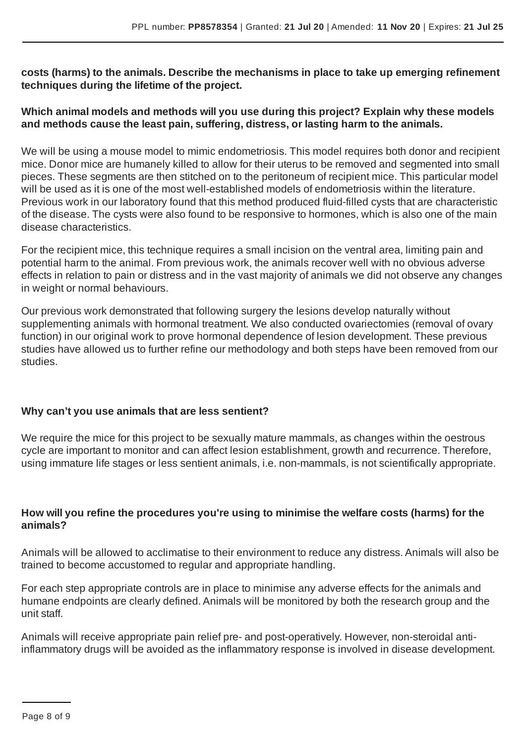**costs (harms) to the animals. Describe the mechanisms in place to take up emerging refinement techniques during the lifetime of the project.**

**Which animal models and methods will you use during this project? Explain why these models and methods cause the least pain, suffering, distress, or lasting harm to the animals.**

We will be using a mouse model to mimic endometriosis. This model requires both donor and recipient mice. Donor mice are humanely killed to allow for their uterus to be removed and segmented into small pieces. These segments are then stitched on to the peritoneum of recipient mice. This particular model will be used as it is one of the most well-established models of endometriosis within the literature. Previous work in our laboratory found that this method produced fluid-filled cysts that are characteristic of the disease. The cysts were also found to be responsive to hormones, which is also one of the main disease characteristics.

For the recipient mice, this technique requires a small incision on the ventral area, limiting pain and potential harm to the animal. From previous work, the animals recover well with no obvious adverse effects in relation to pain or distress and in the vast majority of animals we did not observe any changes in weight or normal behaviours.

Our previous work demonstrated that following surgery the lesions develop naturally without supplementing animals with hormonal treatment. We also conducted ovariectomies (removal of ovary function) in our original work to prove hormonal dependence of lesion development. These previous studies have allowed us to further refine our methodology and both steps have been removed from our studies.

**Why can't you use animals that are less sentient?**

We require the mice for this project to be sexually mature mammals, as changes within the oestrous cycle are important to monitor and can affect lesion establishment, growth and recurrence. Therefore, using immature life stages or less sentient animals, i.e. non-mammals, is not scientifically appropriate.

**How will you refine the procedures you're using to minimise the welfare costs (harms) for the animals?**

Animals will be allowed to acclimatise to their environment to reduce any distress. Animals will also be trained to become accustomed to regular and appropriate handling.

For each step appropriate controls are in place to minimise any adverse effects for the animals and humane endpoints are clearly defined. Animals will be monitored by both the research group and the unit staff.

Animals will receive appropriate pain relief pre- and post-operatively. However, non-steroidal anti-inflammatory drugs will be avoided as the inflammatory response is involved in disease development.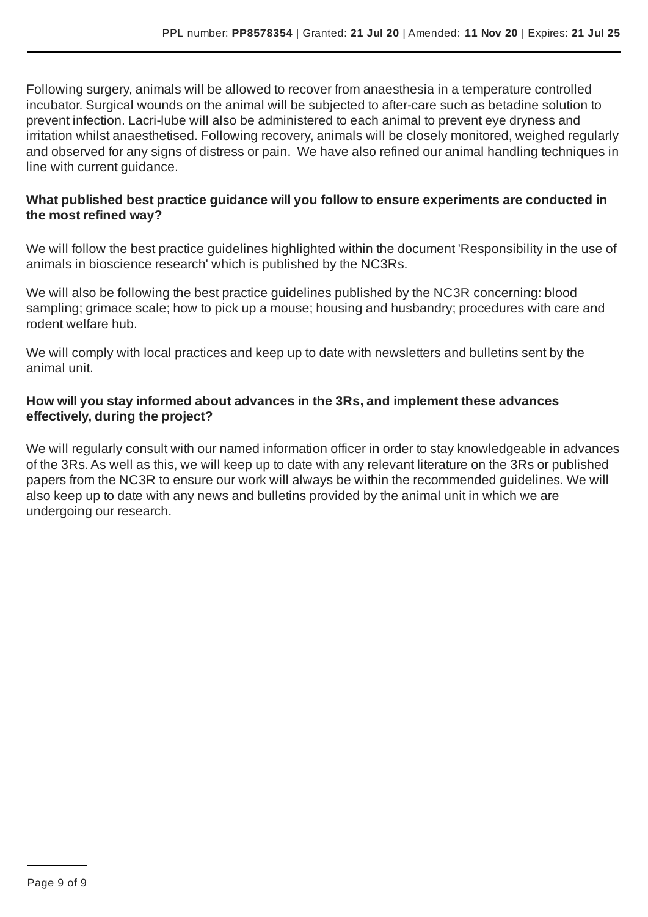Following surgery, animals will be allowed to recover from anaesthesia in a temperature controlled incubator. Surgical wounds on the animal will be subjected to after-care such as betadine solution to prevent infection. Lacri-lube will also be administered to each animal to prevent eye dryness and irritation whilst anaesthetised. Following recovery, animals will be closely monitored, weighed regularly and observed for any signs of distress or pain. We have also refined our animal handling techniques in line with current guidance.

**What published best practice guidance will you follow to ensure experiments are conducted in the most refined way?**

We will follow the best practice guidelines highlighted within the document 'Responsibility in the use of animals in bioscience research' which is published by the NC3Rs.

We will also be following the best practice guidelines published by the NC3R concerning: blood sampling; grimace scale; how to pick up a mouse; housing and husbandry; procedures with care and rodent welfare hub.

We will comply with local practices and keep up to date with newsletters and bulletins sent by the animal unit.

**How will you stay informed about advances in the 3Rs, and implement these advances effectively, during the project?**

We will regularly consult with our named information officer in order to stay knowledgeable in advances of the 3Rs. As well as this, we will keep up to date with any relevant literature on the 3Rs or published papers from the NC3R to ensure our work will always be within the recommended guidelines. We will also keep up to date with any news and bulletins provided by the animal unit in which we are undergoing our research.